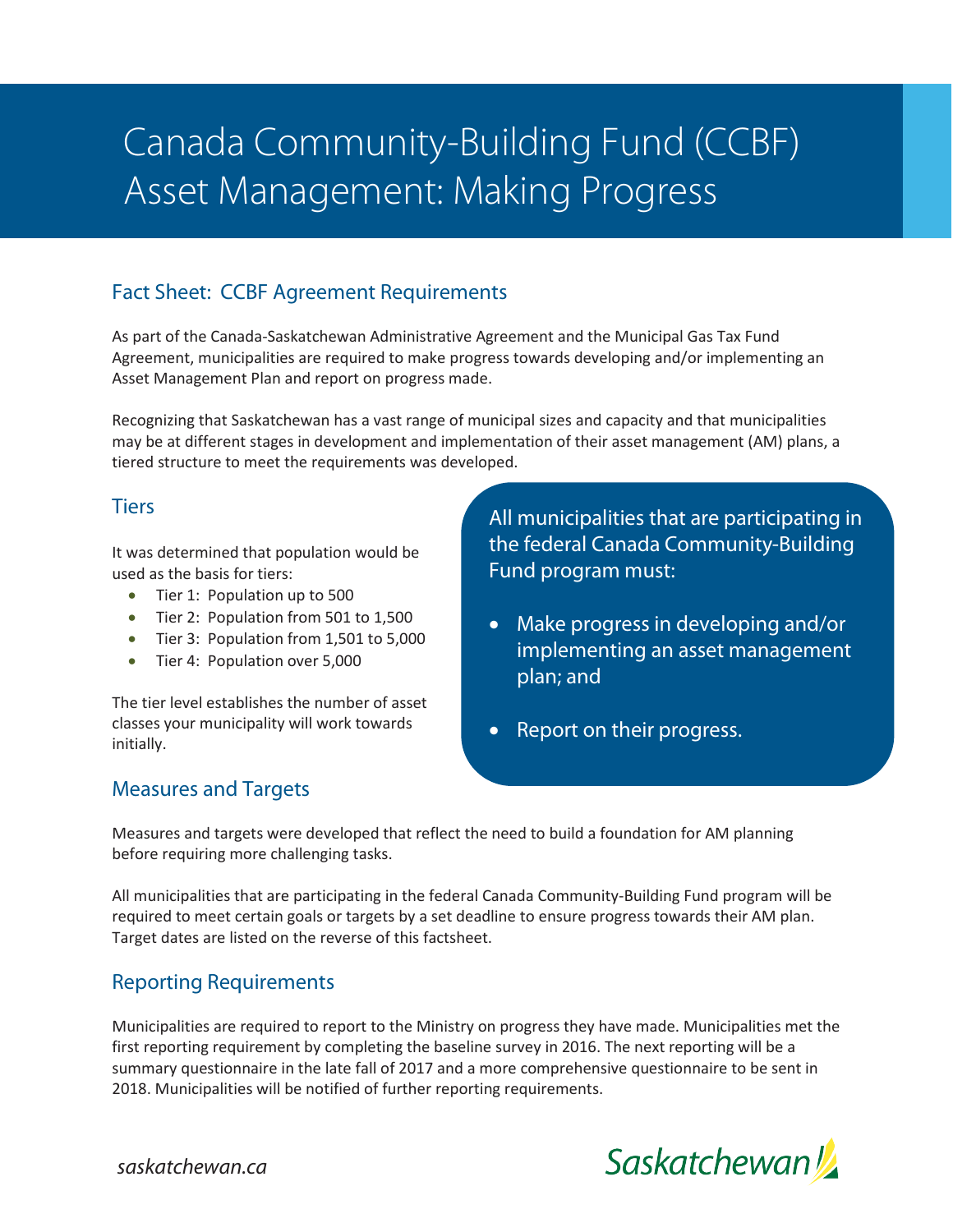# Canada Community-Building Fund (CCBF) Asset Management: Making Progress

## Fact Sheet: CCBF Agreement Requirements

As part of the Canada-Saskatchewan Administrative Agreement and the Municipal Gas Tax Fund Agreement, municipalities are required to make progress towards developing and/or implementing an Asset Management Plan and report on progress made.

Recognizing that Saskatchewan has a vast range of municipal sizes and capacity and that municipalities may be at different stages in development and implementation of their asset management (AM) plans, a tiered structure to meet the requirements was developed.

### Tiers

It was determined that population would be used as the basis for tiers:

- Tier 1: Population up to 500
- Tier 2: Population from 501 to 1,500
- Tier 3: Population from 1,501 to 5,000
- Tier 4: Population over 5,000

The tier level establishes the number of asset classes your municipality will work towards initially.

All municipalities that are participating in the federal Canada Community-Building Fund program must:

- Make progress in developing and/or implementing an asset management plan; and
- Report on their progress.

### Measures and Targets

Measures and targets were developed that reflect the need to build a foundation for AM planning before requiring more challenging tasks.

All municipalities that are participating in the federal Canada Community-Building Fund program will be required to meet certain goals or targets by a set deadline to ensure progress towards their AM plan. Target dates are listed on the reverse of this factsheet.

### Reporting Requirements

Municipalities are required to report to the Ministry on progress they have made. Municipalities met the first reporting requirement by completing the baseline survey in 2016. The next reporting will be a summary questionnaire in the late fall of 2017 and a more comprehensive questionnaire to be sent in 2018. Municipalities will be notified of further reporting requirements.

*saskatchewan.ca*

Saskatchewan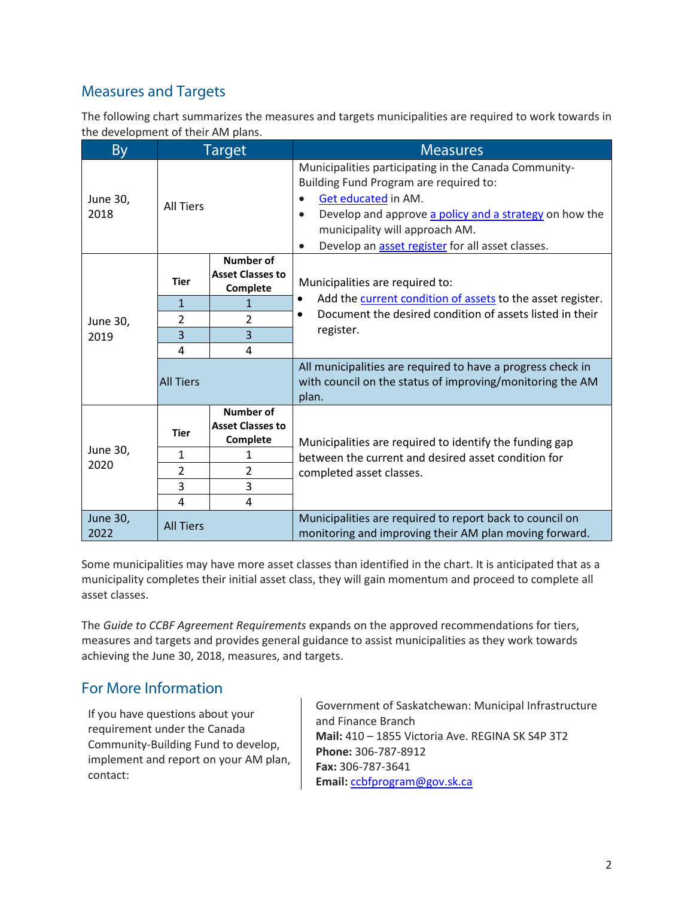## Measures and Targets

The following chart summarizes the measures and targets municipalities are required to work towards in the development of their AM plans.

| By | Target | | Measures |
|---|---|---|---|
| June 30, 2018 | All Tiers | | Municipalities participating in the Canada Community-Building Fund Program are required to:<br>• Get educated in AM.<br>• Develop and approve a policy and a strategy on how the municipality will approach AM.<br>• Develop an asset register for all asset classes. |
| June 30, 2019 | **Tier** | **Number of Asset Classes to Complete** | Municipalities are required to:<br>• Add the current condition of assets to the asset register.<br>• Document the desired condition of assets listed in their register. |
| | 1 | 1 | |
| | 2 | 2 | |
| | 3 | 3 | |
| | 4 | 4 | |
| | All Tiers | | All municipalities are required to have a progress check in with council on the status of improving/monitoring the AM plan. |
| June 30, 2020 | **Tier** | **Number of Asset Classes to Complete** | Municipalities are required to identify the funding gap between the current and desired asset condition for completed asset classes. |
| | 1 | 1 | |
| | 2 | 2 | |
| | 3 | 3 | |
| | 4 | 4 | |
| June 30, 2022 | All Tiers | | Municipalities are required to report back to council on monitoring and improving their AM plan moving forward. |

Some municipalities may have more asset classes than identified in the chart. It is anticipated that as a municipality completes their initial asset class, they will gain momentum and proceed to complete all asset classes.

The *Guide to CCBF Agreement Requirements* expands on the approved recommendations for tiers, measures and targets and provides general guidance to assist municipalities as they work towards achieving the June 30, 2018, measures, and targets.

## For More Information

If you have questions about your requirement under the Canada Community-Building Fund to develop, implement and report on your AM plan, contact:

Government of Saskatchewan: Municipal Infrastructure and Finance Branch
**Mail:** 410 – 1855 Victoria Ave. REGINA SK S4P 3T2
**Phone:** 306-787-8912
**Fax:** 306-787-3641
**Email:** ccbfprogram@gov.sk.ca